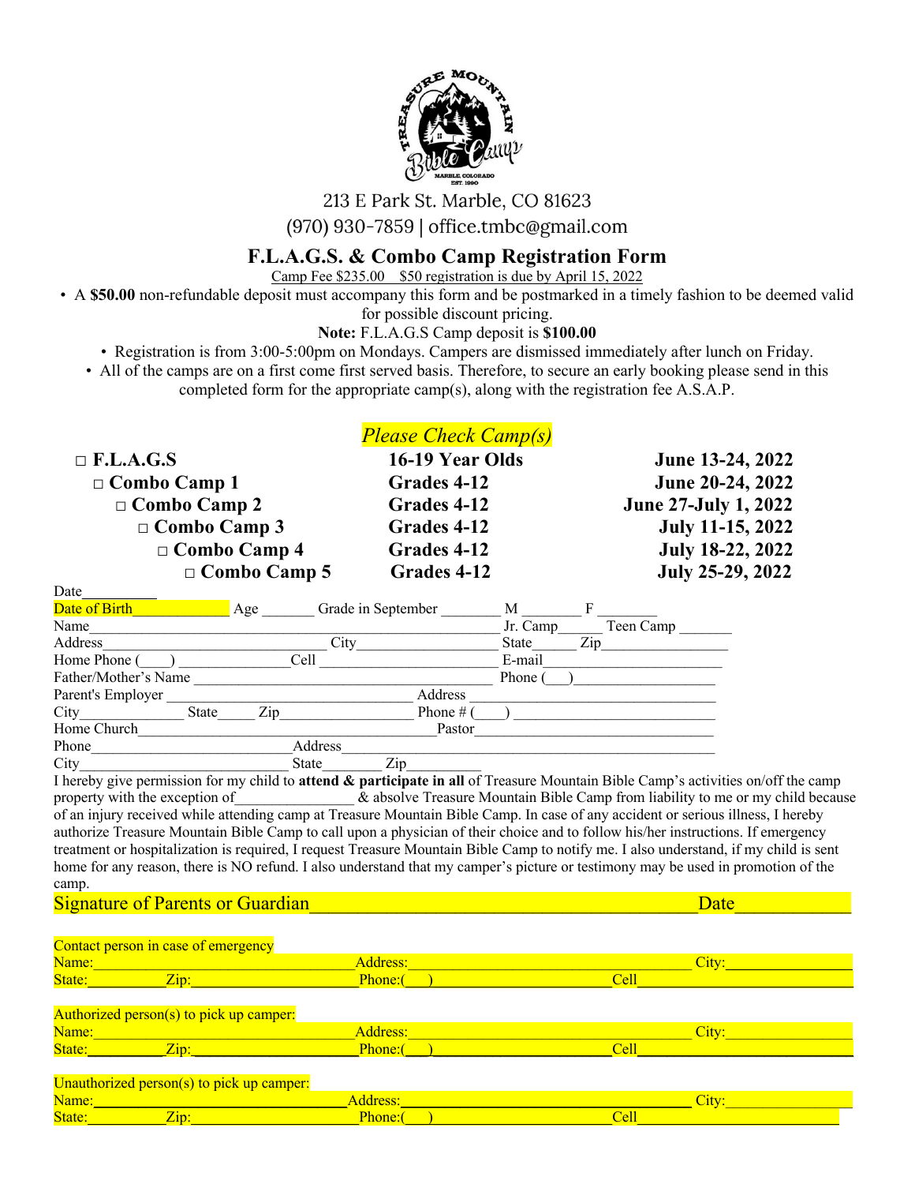213 E Park St. Marble, CO 81623

(970) 930-7859 | office.tmbc@gmail.com

# F.L.A.G.S. & Combo Camp Registration Form

Camp Fee $235.00 $50 registration is due by April 15, 2022

- A **$50.00** non-refundable deposit must accompany this form and be postmarked in a timely fashion to be deemed valid for possible discount pricing.

**Note:** F.L.A.G.S Camp deposit is **$100.00**

- Registration is from 3:00-5:00pm on Mondays. Campers are dismissed immediately after lunch on Friday.
- All of the camps are on a first come first served basis. Therefore, to secure an early booking please send in this completed form for the appropriate camp(s), along with the registration fee A.S.A.P.

*Please Check Camp(s)*

| Camp | Ages/Grades | Dates |
|---|---|---|
| □ **F.L.A.G.S** | **16-19 Year Olds** | **June 13-24, 2022** |
| □ **Combo Camp 1** | **Grades 4-12** | **June 20-24, 2022** |
| □ **Combo Camp 2** | **Grades 4-12** | **June 27-July 1, 2022** |
| □ **Combo Camp 3** | **Grades 4-12** | **July 11-15, 2022** |
| □ **Combo Camp 4** | **Grades 4-12** | **July 18-22, 2022** |
| □ **Combo Camp 5** | **Grades 4-12** | **July 25-29, 2022** |

Date__________

Date of Birth____________ Age _______ Grade in September ________ M ________ F ________

Name__________________________________________________ Jr. Camp______ Teen Camp _______

Address______________________________ City___________________ State______ Zip________________

Home Phone (____) ______________Cell ________________________ E-mail_______________________

Father/Mother's Name ________________________________________ Phone (___)___________________

Parent's Employer _______________________________ Address ________________________________

City_____________ State_____ Zip_________________ Phone # (___) __________________________

Home Church________________________________________Pastor______________________________

Phone__________________________Address_______________________________________________

City___________________________ State________ Zip__________

I hereby give permission for my child to **attend & participate in all** of Treasure Mountain Bible Camp's activities on/off the camp property with the exception of_______________ & absolve Treasure Mountain Bible Camp from liability to me or my child because of an injury received while attending camp at Treasure Mountain Bible Camp. In case of any accident or serious illness, I hereby authorize Treasure Mountain Bible Camp to call upon a physician of their choice and to follow his/her instructions. If emergency treatment or hospitalization is required, I request Treasure Mountain Bible Camp to notify me. I also understand, if my child is sent home for any reason, there is NO refund. I also understand that my camper's picture or testimony may be used in promotion of the camp.

Signature of Parents or Guardian_________________________________________Date____________

Contact person in case of emergency

Name:________________________________Address:_________________________________City:_______________

State:__________Zip:_____________________Phone:(___)________________________Cell___________________________

Authorized person(s) to pick up camper:

Name:________________________________Address:_________________________________City:_______________

State:__________Zip:_____________________Phone:(___)________________________Cell___________________________

Unauthorized person(s) to pick up camper:

Name:________________________________Address:_________________________________City:_______________

State:__________Zip:_____________________Phone:(___)________________________Cell___________________________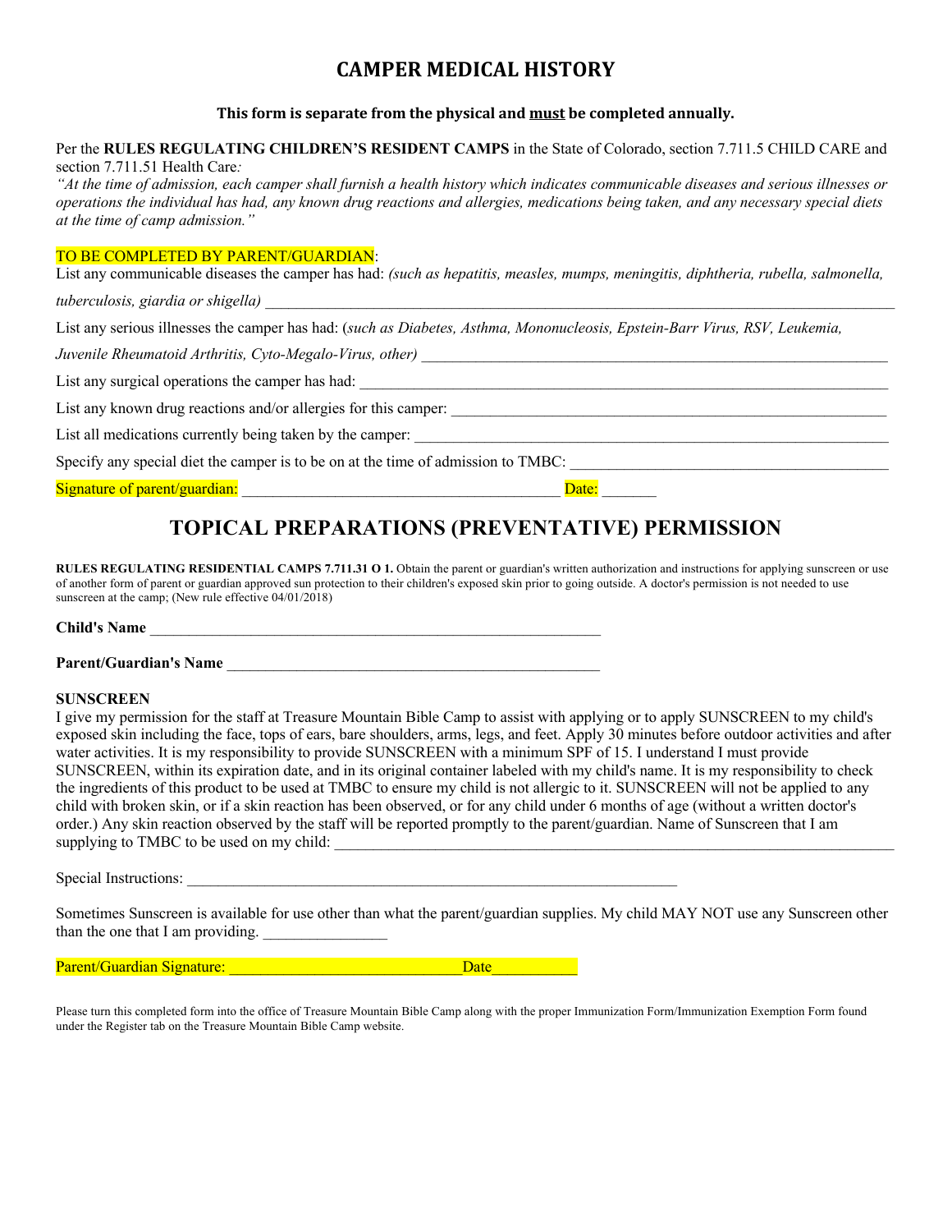# CAMPER MEDICAL HISTORY

**This form is separate from the physical and must be completed annually.**

Per the **RULES REGULATING CHILDREN'S RESIDENT CAMPS** in the State of Colorado, section 7.711.5 CHILD CARE and section 7.711.51 Health Care*:*

*"At the time of admission, each camper shall furnish a health history which indicates communicable diseases and serious illnesses or operations the individual has had, any known drug reactions and allergies, medications being taken, and any necessary special diets at the time of camp admission."*

TO BE COMPLETED BY PARENT/GUARDIAN:

List any communicable diseases the camper has had: *(such as hepatitis, measles, mumps, meningitis, diphtheria, rubella, salmonella, tuberculosis, giardia or shigella)* ______________________________________________

List any serious illnesses the camper has had: (*such as Diabetes, Asthma, Mononucleosis, Epstein-Barr Virus, RSV, Leukemia, Juvenile Rheumatoid Arthritis, Cyto-Megalo-Virus, other)* ______________________________________________

List any surgical operations the camper has had: ______________________________________________

List any known drug reactions and/or allergies for this camper: ______________________________________________

List all medications currently being taken by the camper: ______________________________________________

Specify any special diet the camper is to be on at the time of admission to TMBC: ______________________________________________

Signature of parent/guardian: ______________________________________________ Date: _______

# TOPICAL PREPARATIONS (PREVENTATIVE) PERMISSION

**RULES REGULATING RESIDENTIAL CAMPS 7.711.31 O 1.** Obtain the parent or guardian's written authorization and instructions for applying sunscreen or use of another form of parent or guardian approved sun protection to their children's exposed skin prior to going outside. A doctor's permission is not needed to use sunscreen at the camp; (New rule effective 04/01/2018)

**Child's Name** ______________________________________________

**Parent/Guardian's Name** ______________________________________________

**SUNSCREEN**

I give my permission for the staff at Treasure Mountain Bible Camp to assist with applying or to apply SUNSCREEN to my child's exposed skin including the face, tops of ears, bare shoulders, arms, legs, and feet. Apply 30 minutes before outdoor activities and after water activities. It is my responsibility to provide SUNSCREEN with a minimum SPF of 15. I understand I must provide SUNSCREEN, within its expiration date, and in its original container labeled with my child's name. It is my responsibility to check the ingredients of this product to be used at TMBC to ensure my child is not allergic to it. SUNSCREEN will not be applied to any child with broken skin, or if a skin reaction has been observed, or for any child under 6 months of age (without a written doctor's order.) Any skin reaction observed by the staff will be reported promptly to the parent/guardian. Name of Sunscreen that I am supplying to TMBC to be used on my child: ______________________________________________

Special Instructions: ______________________________________________

Sometimes Sunscreen is available for use other than what the parent/guardian supplies. My child MAY NOT use any Sunscreen other than the one that I am providing. ________________

Parent/Guardian Signature: ______________________________ Date___________

Please turn this completed form into the office of Treasure Mountain Bible Camp along with the proper Immunization Form/Immunization Exemption Form found under the Register tab on the Treasure Mountain Bible Camp website.